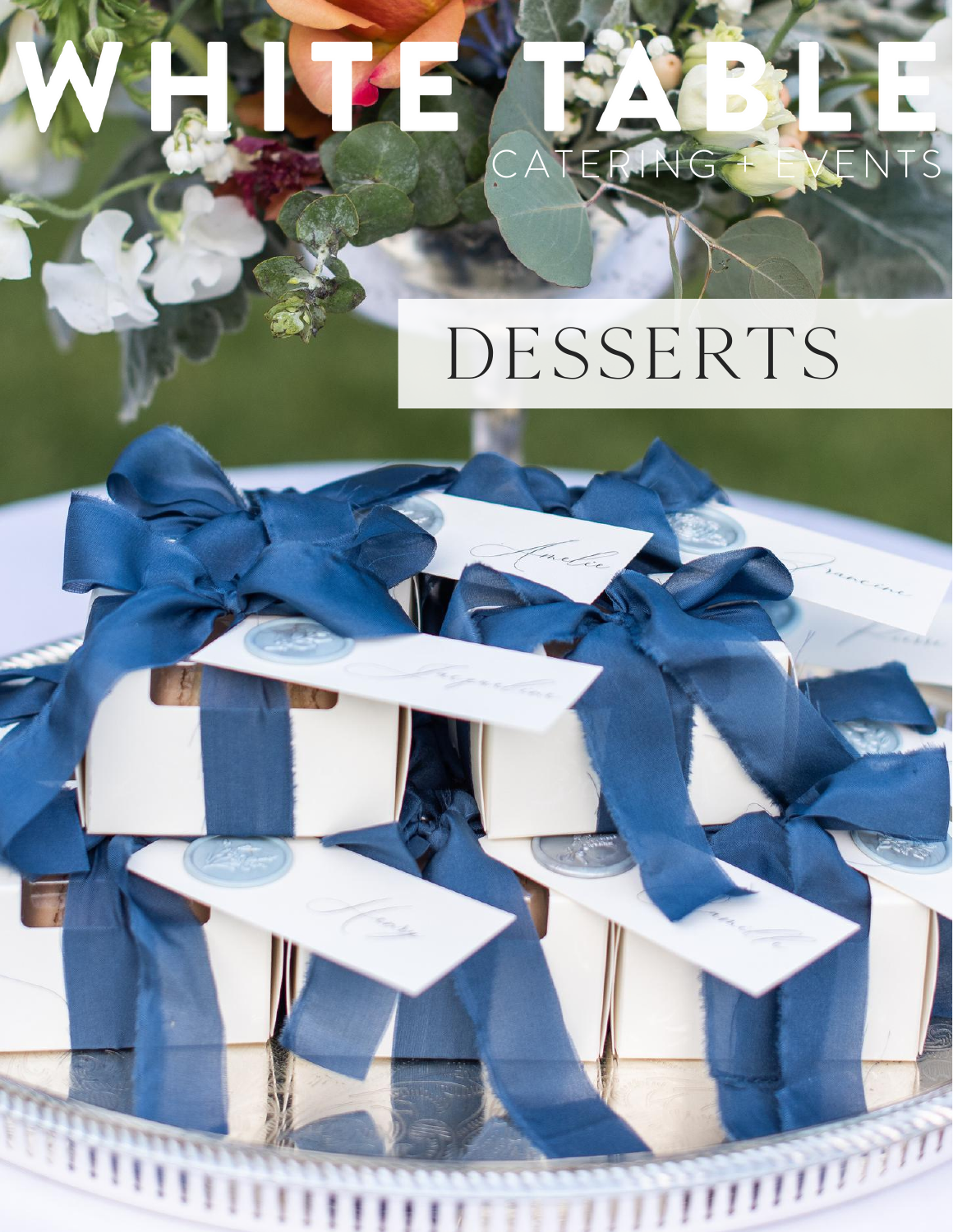# WHITE TABLE

CATERING + EVENTS

## DESSERTS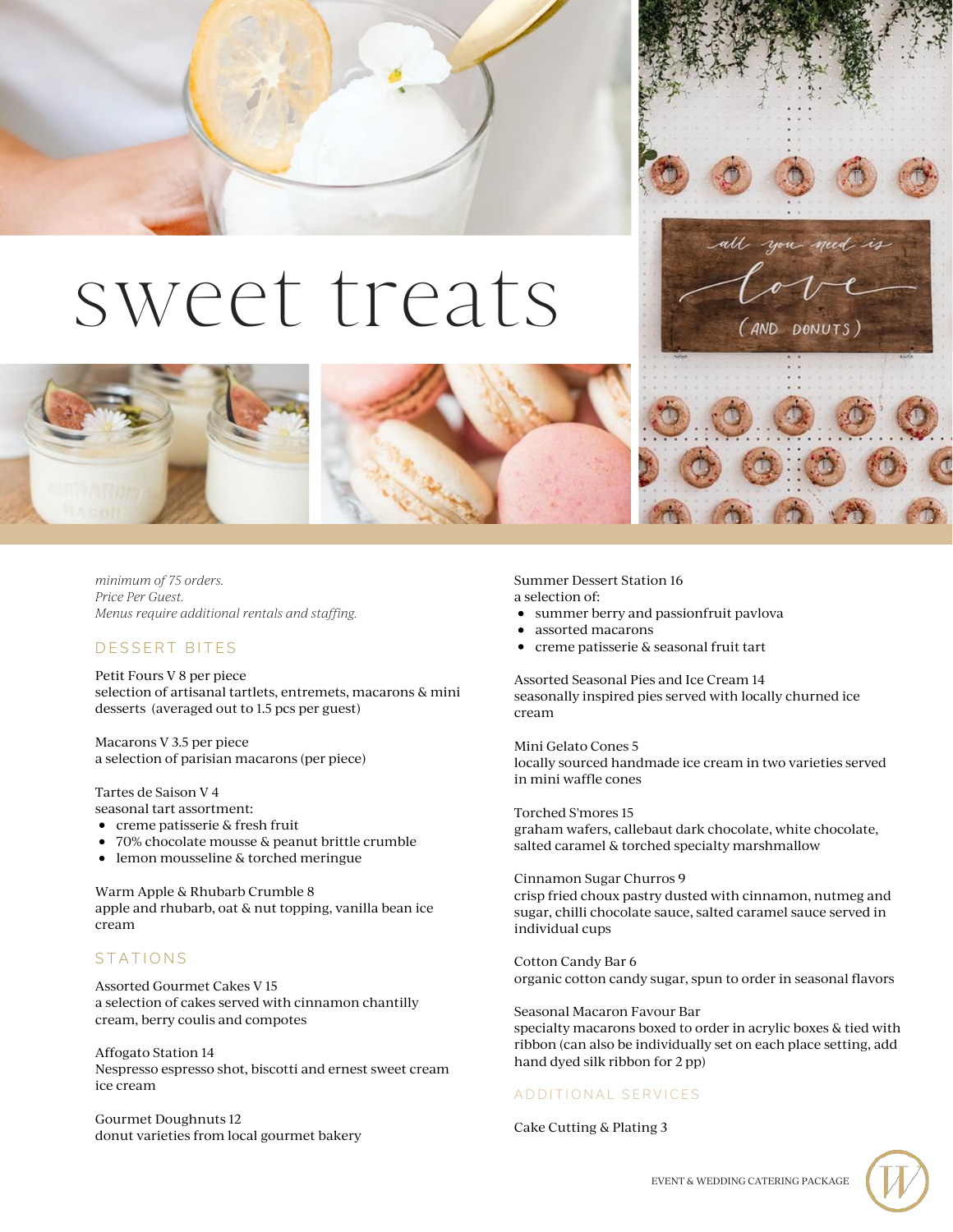# sweet treats

*minimum of 75 orders.*
*Price Per Guest.*
*Menus require additional rentals and staffing.*

## DESSERT BITES

Petit Fours V 8 per piece
selection of artisanal tartlets, entremets, macarons & mini desserts (averaged out to 1.5 pcs per guest)

Macarons V 3.5 per piece
a selection of parisian macarons (per piece)

Tartes de Saison V 4
seasonal tart assortment:

- creme patisserie & fresh fruit
- 70% chocolate mousse & peanut brittle crumble
- lemon mousseline & torched meringue

Warm Apple & Rhubarb Crumble 8
apple and rhubarb, oat & nut topping, vanilla bean ice cream

## STATIONS

Assorted Gourmet Cakes V 15
a selection of cakes served with cinnamon chantilly cream, berry coulis and compotes

Affogato Station 14
Nespresso espresso shot, biscotti and ernest sweet cream ice cream

Gourmet Doughnuts 12
donut varieties from local gourmet bakery

Summer Dessert Station 16
a selection of:

- summer berry and passionfruit pavlova
- assorted macarons
- creme patisserie & seasonal fruit tart

Assorted Seasonal Pies and Ice Cream 14
seasonally inspired pies served with locally churned ice cream

Mini Gelato Cones 5
locally sourced handmade ice cream in two varieties served in mini waffle cones

Torched S'mores 15
graham wafers, callebaut dark chocolate, white chocolate, salted caramel & torched specialty marshmallow

Cinnamon Sugar Churros 9
crisp fried choux pastry dusted with cinnamon, nutmeg and sugar, chilli chocolate sauce, salted caramel sauce served in individual cups

Cotton Candy Bar 6
organic cotton candy sugar, spun to order in seasonal flavors

Seasonal Macaron Favour Bar
specialty macarons boxed to order in acrylic boxes & tied with ribbon (can also be individually set on each place setting, add hand dyed silk ribbon for 2 pp)

## ADDITIONAL SERVICES

Cake Cutting & Plating 3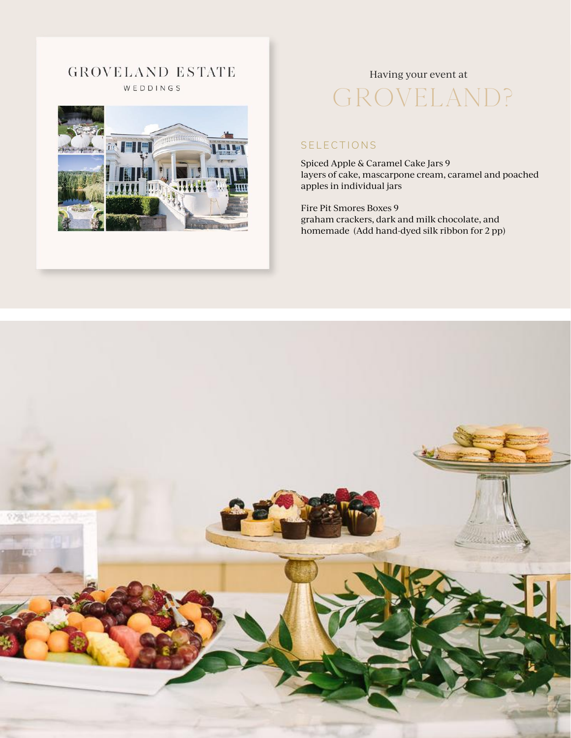GROVELAND ESTATE

WEDDINGS

Having your event at

# GROVELAND?

## SELECTIONS

Spiced Apple & Caramel Cake Jars 9
layers of cake, mascarpone cream, caramel and poached apples in individual jars

Fire Pit Smores Boxes 9
graham crackers, dark and milk chocolate, and homemade  (Add hand-dyed silk ribbon for 2 pp)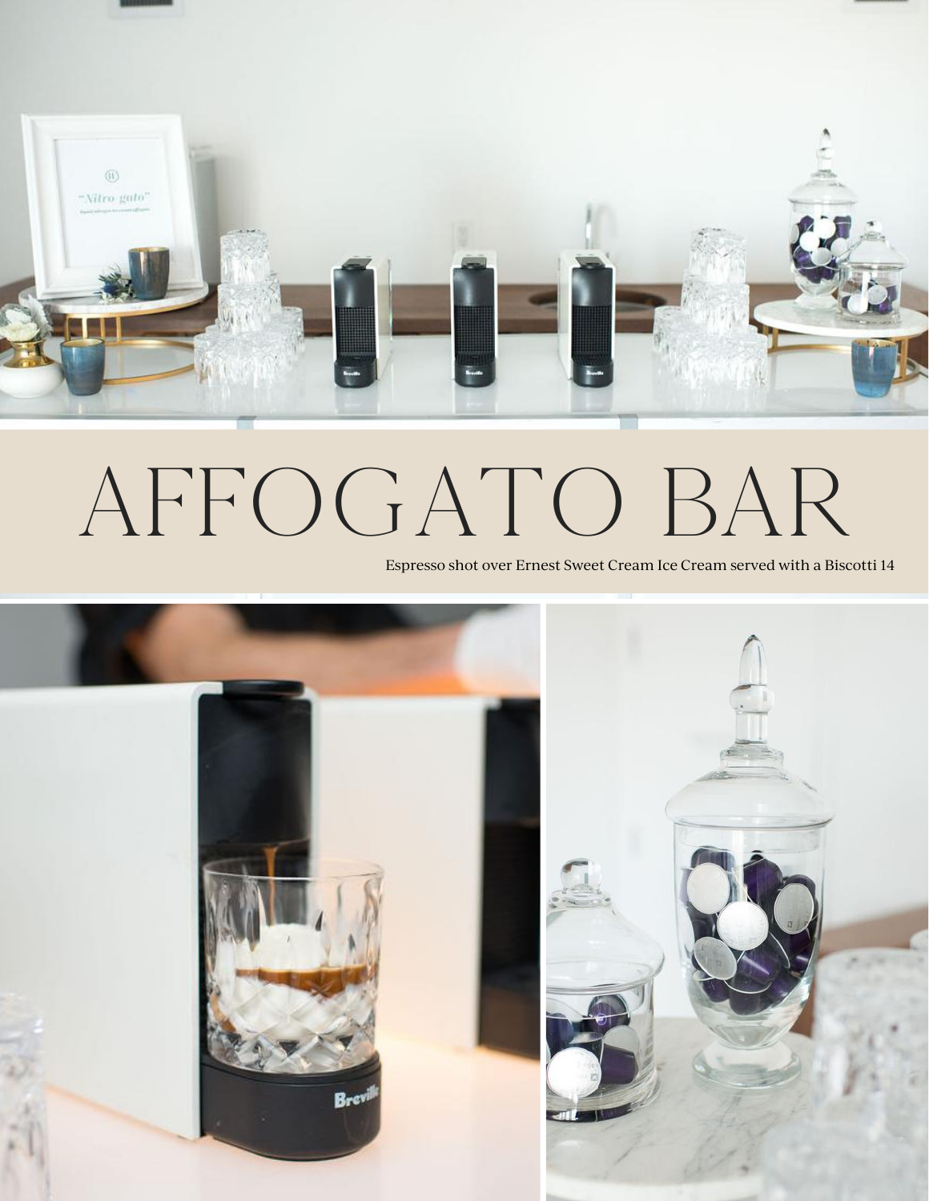# AFFOGATO BAR

Espresso shot over Ernest Sweet Cream Ice Cream served with a Biscotti 14